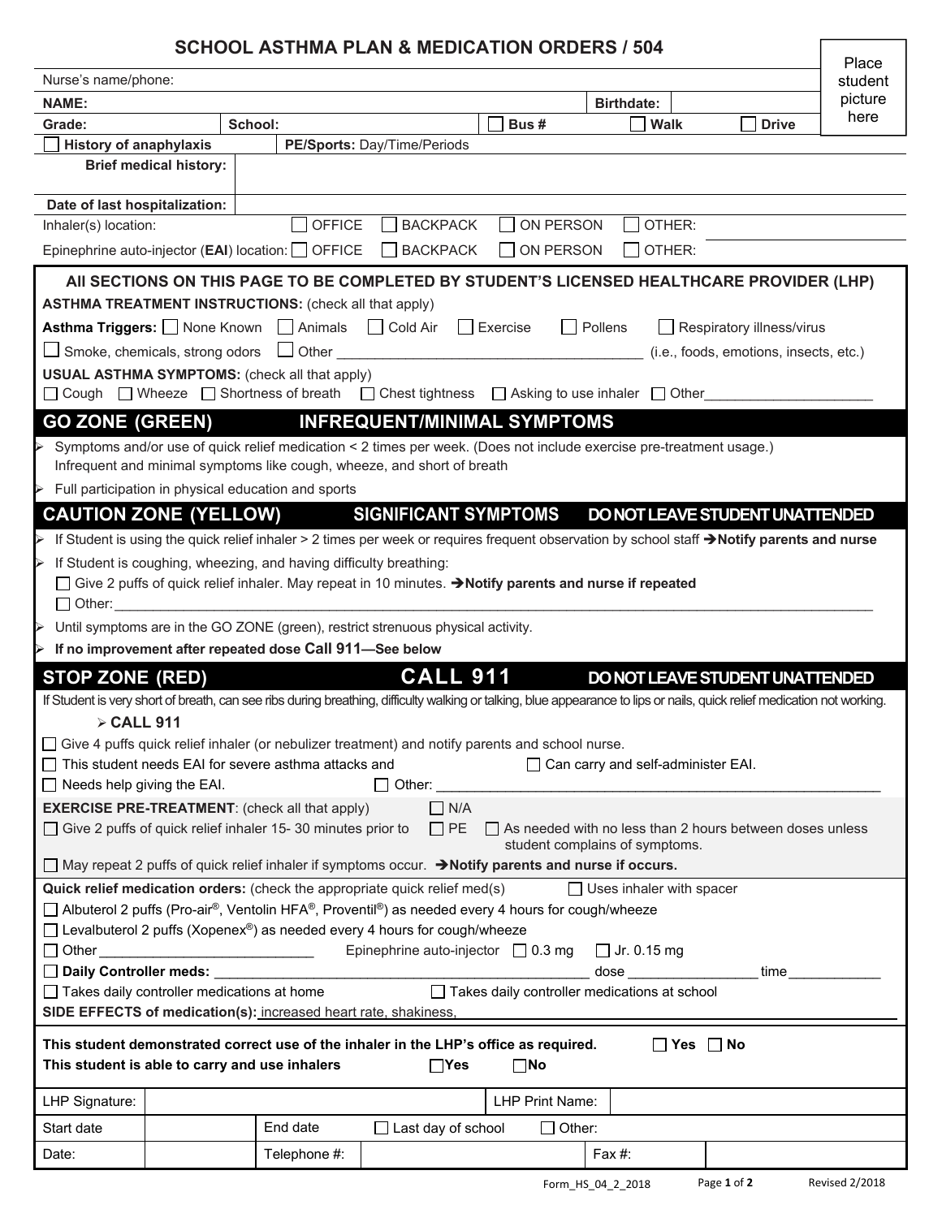# SCHOOL ASTHMA PLAN & MEDICATION ORDERS / 504

Place student picture here

| Nurse's name/phone: | | | | | |
|---|---|---|---|---|---|
| **NAME:** | | | **Birthdate:** | | |
| **Grade:** | **School:** | | ☐ **Bus #** | ☐ **Walk** | ☐ **Drive** |
| ☐ **History of anaphylaxis** | **PE/Sports:** Day/Time/Periods | | | | |
| **Brief medical history:** | | | | | |
| **Date of last hospitalization:** | | | | | |

Inhaler(s) location: ☐ OFFICE ☐ BACKPACK ☐ ON PERSON ☐ OTHER:

Epinephrine auto-injector (**EAI**) location: ☐ OFFICE ☐ BACKPACK ☐ ON PERSON ☐ OTHER:

## All SECTIONS ON THIS PAGE TO BE COMPLETED BY STUDENT'S LICENSED HEALTHCARE PROVIDER (LHP)

**ASTHMA TREATMENT INSTRUCTIONS:** (check all that apply)

**Asthma Triggers:** ☐ None Known ☐ Animals ☐ Cold Air ☐ Exercise ☐ Pollens ☐ Respiratory illness/virus

☐ Smoke, chemicals, strong odors ☐ Other ________________________ (i.e., foods, emotions, insects, etc.)

**USUAL ASTHMA SYMPTOMS:** (check all that apply)

☐ Cough ☐ Wheeze ☐ Shortness of breath ☐ Chest tightness ☐ Asking to use inhaler ☐ Other____________

## GO ZONE (GREEN) INFREQUENT/MINIMAL SYMPTOMS

- Symptoms and/or use of quick relief medication < 2 times per week. (Does not include exercise pre-treatment usage.) Infrequent and minimal symptoms like cough, wheeze, and short of breath
- Full participation in physical education and sports

## CAUTION ZONE (YELLOW) SIGNIFICANT SYMPTOMS DO NOT LEAVE STUDENT UNATTENDED

- If Student is using the quick relief inhaler > 2 times per week or requires frequent observation by school staff → **Notify parents and nurse**
- If Student is coughing, wheezing, and having difficulty breathing:
  - ☐ Give 2 puffs of quick relief inhaler. May repeat in 10 minutes. → **Notify parents and nurse if repeated**
  - ☐ Other:____________________________________________
- Until symptoms are in the GO ZONE (green), restrict strenuous physical activity.
- **If no improvement after repeated dose Call 911—See below**

## STOP ZONE (RED) CALL 911 DO NOT LEAVE STUDENT UNATTENDED

If Student is very short of breath, can see ribs during breathing, difficulty walking or talking, blue appearance to lips or nails, quick relief medication not working.

- **CALL 911**

☐ Give 4 puffs quick relief inhaler (or nebulizer treatment) and notify parents and school nurse.

☐ This student needs EAI for severe asthma attacks and ☐ Can carry and self-administer EAI.

☐ Needs help giving the EAI. ☐ Other: ________________________________

**EXERCISE PRE-TREATMENT**: (check all that apply) ☐ N/A

☐ Give 2 puffs of quick relief inhaler 15- 30 minutes prior to ☐ PE ☐ As needed with no less than 2 hours between doses unless student complains of symptoms.

☐ May repeat 2 puffs of quick relief inhaler if symptoms occur. → **Notify parents and nurse if occurs.**

**Quick relief medication orders:** (check the appropriate quick relief med(s) ☐ Uses inhaler with spacer

☐ Albuterol 2 puffs (Pro-air®, Ventolin HFA®, Proventil®) as needed every 4 hours for cough/wheeze

☐ Levalbuterol 2 puffs (Xopenex®) as needed every 4 hours for cough/wheeze

☐ Other ____________________ Epinephrine auto-injector ☐ 0.3 mg ☐ Jr. 0.15 mg

☐ **Daily Controller meds:** ____________________ dose ____________ time__________

☐ Takes daily controller medications at home ☐ Takes daily controller medications at school

**SIDE EFFECTS of medication(s):** increased heart rate, shakiness,

**This student demonstrated correct use of the inhaler in the LHP's office as required.** ☐ **Yes** ☐ **No**

**This student is able to carry and use inhalers** ☐**Yes** ☐**No**

| LHP Signature: | | | LHP Print Name: | |
|---|---|---|---|---|
| Start date | | End date | ☐ Last day of school | ☐ Other: |
| Date: | | Telephone #: | | Fax #: |

Form_HS_04_2_2018 Revised 2/2018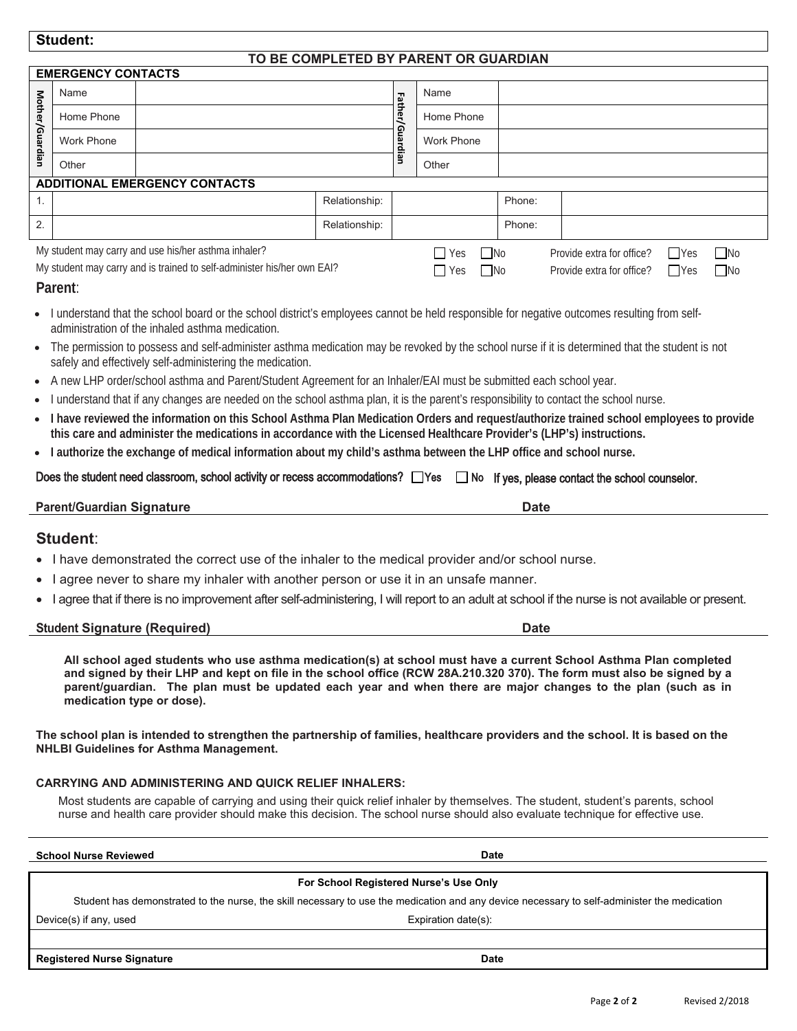**Student:**

**TO BE COMPLETED BY PARENT OR GUARDIAN**

**EMERGENCY CONTACTS**

| | | | | | |
|---|---|---|---|---|---|
| Mother/Guardian | Name | | Father/Guardian | Name | |
| | Home Phone | | | Home Phone | |
| | Work Phone | | | Work Phone | |
| | Other | | | Other | |

**ADDITIONAL EMERGENCY CONTACTS**

| | | | | | |
|---|---|---|---|---|---|
| 1. | | Relationship: | | Phone: | |
| 2. | | Relationship: | | Phone: | |

My student may carry and use his/her asthma inhaler? ☐ Yes ☐ No Provide extra for office? ☐ Yes ☐ No

My student may carry and is trained to self-administer his/her own EAI? ☐ Yes ☐ No Provide extra for office? ☐ Yes ☐ No

## Parent:

- I understand that the school board or the school district's employees cannot be held responsible for negative outcomes resulting from self-administration of the inhaled asthma medication.
- The permission to possess and self-administer asthma medication may be revoked by the school nurse if it is determined that the student is not safely and effectively self-administering the medication.
- A new LHP order/school asthma and Parent/Student Agreement for an Inhaler/EAI must be submitted each school year.
- I understand that if any changes are needed on the school asthma plan, it is the parent's responsibility to contact the school nurse.
- **I have reviewed the information on this School Asthma Plan Medication Orders and request/authorize trained school employees to provide this care and administer the medications in accordance with the Licensed Healthcare Provider's (LHP's) instructions.**
- **I authorize the exchange of medical information about my child's asthma between the LHP office and school nurse.**

Does the student need classroom, school activity or recess accommodations? ☐ Yes ☐ No If yes, please contact the school counselor.

**Parent/Guardian Signature** **Date**

## Student:

- I have demonstrated the correct use of the inhaler to the medical provider and/or school nurse.
- I agree never to share my inhaler with another person or use it in an unsafe manner.
- I agree that if there is no improvement after self-administering, I will report to an adult at school if the nurse is not available or present.

**Student Signature (Required)** **Date**

**All school aged students who use asthma medication(s) at school must have a current School Asthma Plan completed and signed by their LHP and kept on file in the school office (RCW 28A.210.320 370). The form must also be signed by a parent/guardian. The plan must be updated each year and when there are major changes to the plan (such as in medication type or dose).**

**The school plan is intended to strengthen the partnership of families, healthcare providers and the school. It is based on the NHLBI Guidelines for Asthma Management.**

**CARRYING AND ADMINISTERING AND QUICK RELIEF INHALERS:**

Most students are capable of carrying and using their quick relief inhaler by themselves. The student, student's parents, school nurse and health care provider should make this decision. The school nurse should also evaluate technique for effective use.

**School Nurse Reviewed** **Date**

**For School Registered Nurse's Use Only**

Student has demonstrated to the nurse, the skill necessary to use the medication and any device necessary to self-administer the medication

Device(s) if any, used Expiration date(s):

**Registered Nurse Signature** **Date**

Revised 2/2018